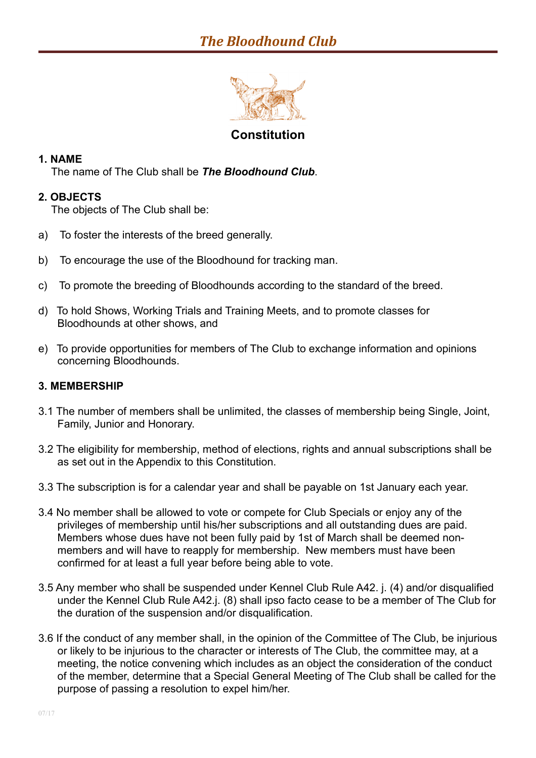# *The Bloodhound Club*

## Constitution

### 1. NAME

The name of The Club shall be ***The Bloodhound Club***.

### 2. OBJECTS

The objects of The Club shall be:

a) To foster the interests of the breed generally.

b) To encourage the use of the Bloodhound for tracking man.

c) To promote the breeding of Bloodhounds according to the standard of the breed.

d) To hold Shows, Working Trials and Training Meets, and to promote classes for Bloodhounds at other shows, and

e) To provide opportunities for members of The Club to exchange information and opinions concerning Bloodhounds.

### 3. MEMBERSHIP

3.1 The number of members shall be unlimited, the classes of membership being Single, Joint, Family, Junior and Honorary.

3.2 The eligibility for membership, method of elections, rights and annual subscriptions shall be as set out in the Appendix to this Constitution.

3.3 The subscription is for a calendar year and shall be payable on 1st January each year.

3.4 No member shall be allowed to vote or compete for Club Specials or enjoy any of the privileges of membership until his/her subscriptions and all outstanding dues are paid. Members whose dues have not been fully paid by 1st of March shall be deemed non-members and will have to reapply for membership. New members must have been confirmed for at least a full year before being able to vote.

3.5 Any member who shall be suspended under Kennel Club Rule A42. j. (4) and/or disqualified under the Kennel Club Rule A42.j. (8) shall ipso facto cease to be a member of The Club for the duration of the suspension and/or disqualification.

3.6 If the conduct of any member shall, in the opinion of the Committee of The Club, be injurious or likely to be injurious to the character or interests of The Club, the committee may, at a meeting, the notice convening which includes as an object the consideration of the conduct of the member, determine that a Special General Meeting of The Club shall be called for the purpose of passing a resolution to expel him/her.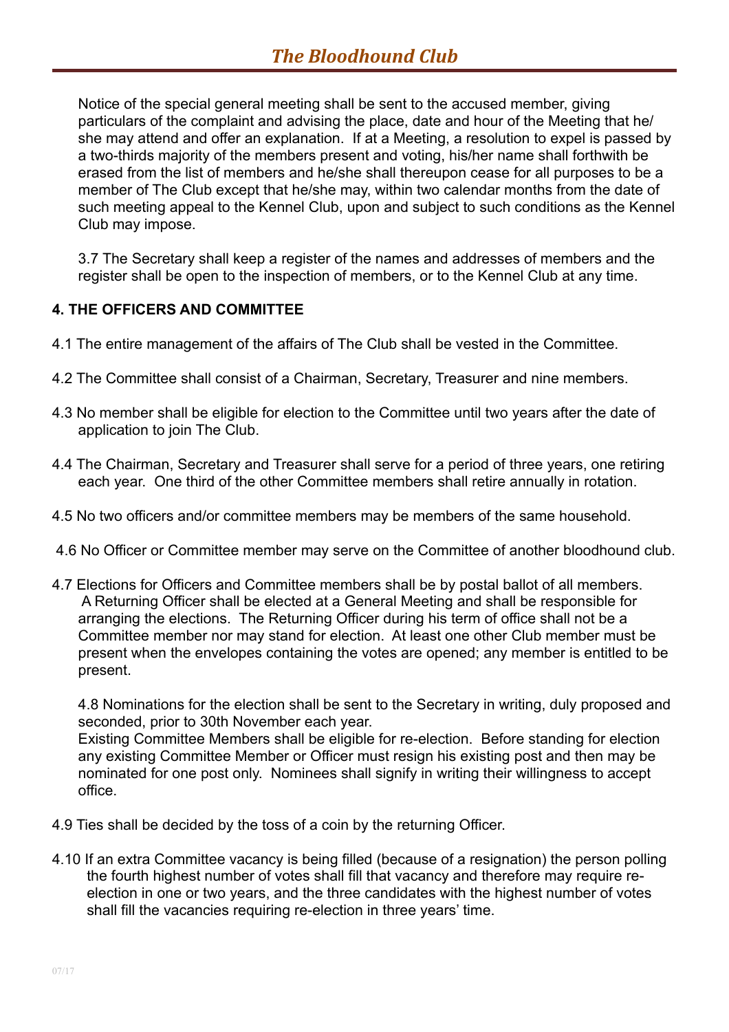Notice of the special general meeting shall be sent to the accused member, giving particulars of the complaint and advising the place, date and hour of the Meeting that he/she may attend and offer an explanation. If at a Meeting, a resolution to expel is passed by a two-thirds majority of the members present and voting, his/her name shall forthwith be erased from the list of members and he/she shall thereupon cease for all purposes to be a member of The Club except that he/she may, within two calendar months from the date of such meeting appeal to the Kennel Club, upon and subject to such conditions as the Kennel Club may impose.

3.7 The Secretary shall keep a register of the names and addresses of members and the register shall be open to the inspection of members, or to the Kennel Club at any time.

**4. THE OFFICERS AND COMMITTEE**

4.1 The entire management of the affairs of The Club shall be vested in the Committee.

4.2 The Committee shall consist of a Chairman, Secretary, Treasurer and nine members.

4.3 No member shall be eligible for election to the Committee until two years after the date of application to join The Club.

4.4 The Chairman, Secretary and Treasurer shall serve for a period of three years, one retiring each year. One third of the other Committee members shall retire annually in rotation.

4.5 No two officers and/or committee members may be members of the same household.

4.6 No Officer or Committee member may serve on the Committee of another bloodhound club.

4.7 Elections for Officers and Committee members shall be by postal ballot of all members. A Returning Officer shall be elected at a General Meeting and shall be responsible for arranging the elections. The Returning Officer during his term of office shall not be a Committee member nor may stand for election. At least one other Club member must be present when the envelopes containing the votes are opened; any member is entitled to be present.

4.8 Nominations for the election shall be sent to the Secretary in writing, duly proposed and seconded, prior to 30th November each year.
Existing Committee Members shall be eligible for re-election. Before standing for election any existing Committee Member or Officer must resign his existing post and then may be nominated for one post only. Nominees shall signify in writing their willingness to accept office.

4.9 Ties shall be decided by the toss of a coin by the returning Officer.

4.10 If an extra Committee vacancy is being filled (because of a resignation) the person polling the fourth highest number of votes shall fill that vacancy and therefore may require re-election in one or two years, and the three candidates with the highest number of votes shall fill the vacancies requiring re-election in three years' time.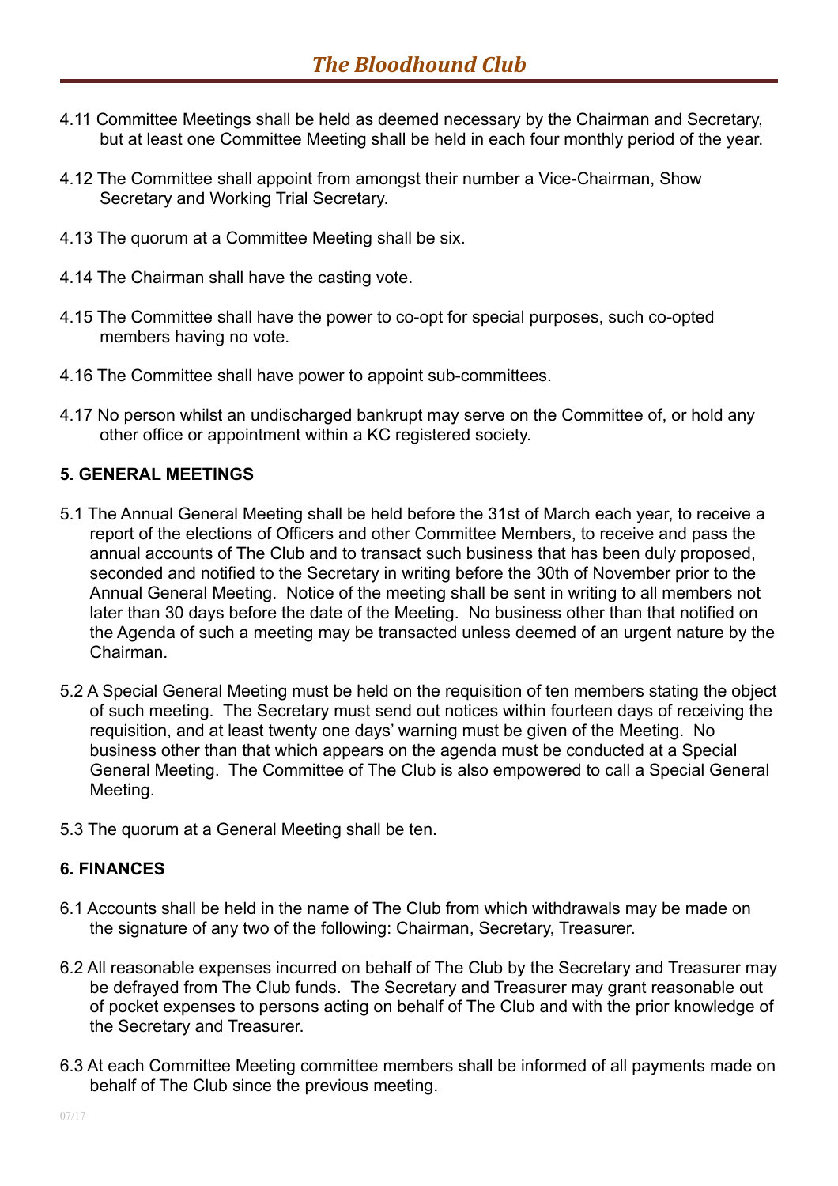4.11 Committee Meetings shall be held as deemed necessary by the Chairman and Secretary, but at least one Committee Meeting shall be held in each four monthly period of the year.

4.12 The Committee shall appoint from amongst their number a Vice-Chairman, Show Secretary and Working Trial Secretary.

4.13 The quorum at a Committee Meeting shall be six.

4.14 The Chairman shall have the casting vote.

4.15 The Committee shall have the power to co-opt for special purposes, such co-opted members having no vote.

4.16 The Committee shall have power to appoint sub-committees.

4.17 No person whilst an undischarged bankrupt may serve on the Committee of, or hold any other office or appointment within a KC registered society.

**5. GENERAL MEETINGS**

5.1 The Annual General Meeting shall be held before the 31st of March each year, to receive a report of the elections of Officers and other Committee Members, to receive and pass the annual accounts of The Club and to transact such business that has been duly proposed, seconded and notified to the Secretary in writing before the 30th of November prior to the Annual General Meeting. Notice of the meeting shall be sent in writing to all members not later than 30 days before the date of the Meeting. No business other than that notified on the Agenda of such a meeting may be transacted unless deemed of an urgent nature by the Chairman.

5.2 A Special General Meeting must be held on the requisition of ten members stating the object of such meeting. The Secretary must send out notices within fourteen days of receiving the requisition, and at least twenty one days' warning must be given of the Meeting. No business other than that which appears on the agenda must be conducted at a Special General Meeting. The Committee of The Club is also empowered to call a Special General Meeting.

5.3 The quorum at a General Meeting shall be ten.

**6. FINANCES**

6.1 Accounts shall be held in the name of The Club from which withdrawals may be made on the signature of any two of the following: Chairman, Secretary, Treasurer.

6.2 All reasonable expenses incurred on behalf of The Club by the Secretary and Treasurer may be defrayed from The Club funds. The Secretary and Treasurer may grant reasonable out of pocket expenses to persons acting on behalf of The Club and with the prior knowledge of the Secretary and Treasurer.

6.3 At each Committee Meeting committee members shall be informed of all payments made on behalf of The Club since the previous meeting.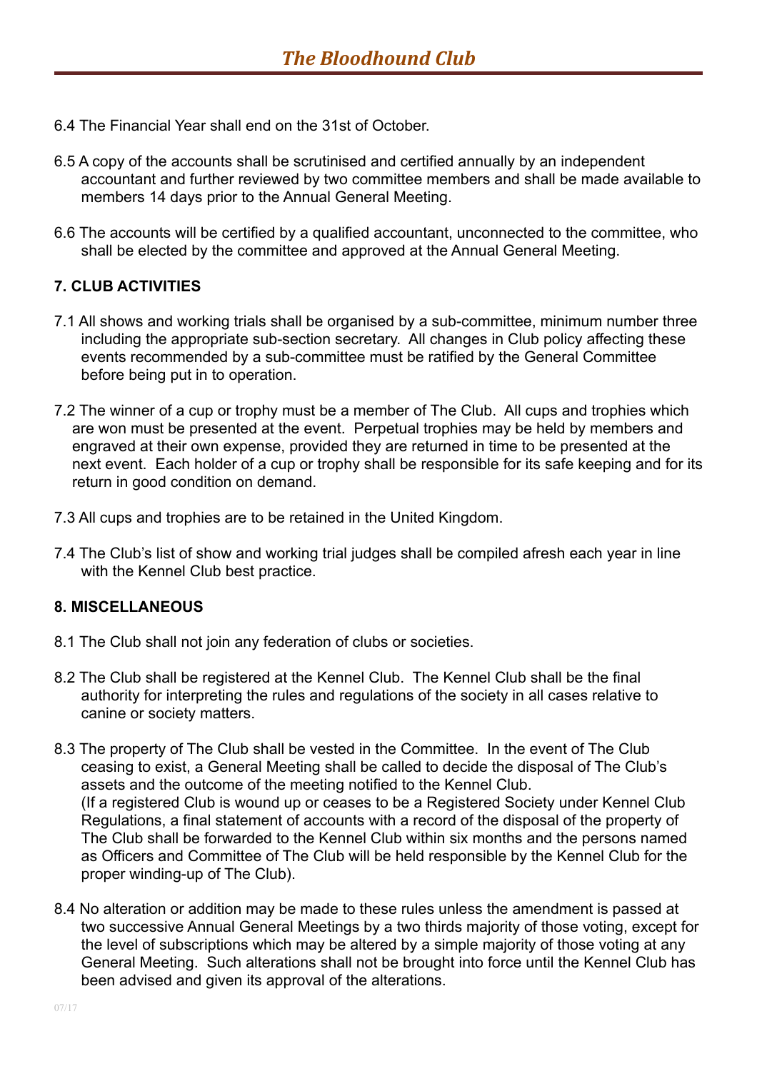6.4 The Financial Year shall end on the 31st of October.

6.5 A copy of the accounts shall be scrutinised and certified annually by an independent accountant and further reviewed by two committee members and shall be made available to members 14 days prior to the Annual General Meeting.

6.6 The accounts will be certified by a qualified accountant, unconnected to the committee, who shall be elected by the committee and approved at the Annual General Meeting.

**7. CLUB ACTIVITIES**

7.1 All shows and working trials shall be organised by a sub-committee, minimum number three including the appropriate sub-section secretary. All changes in Club policy affecting these events recommended by a sub-committee must be ratified by the General Committee before being put in to operation.

7.2 The winner of a cup or trophy must be a member of The Club. All cups and trophies which are won must be presented at the event. Perpetual trophies may be held by members and engraved at their own expense, provided they are returned in time to be presented at the next event. Each holder of a cup or trophy shall be responsible for its safe keeping and for its return in good condition on demand.

7.3 All cups and trophies are to be retained in the United Kingdom.

7.4 The Club's list of show and working trial judges shall be compiled afresh each year in line with the Kennel Club best practice.

**8. MISCELLANEOUS**

8.1 The Club shall not join any federation of clubs or societies.

8.2 The Club shall be registered at the Kennel Club. The Kennel Club shall be the final authority for interpreting the rules and regulations of the society in all cases relative to canine or society matters.

8.3 The property of The Club shall be vested in the Committee. In the event of The Club ceasing to exist, a General Meeting shall be called to decide the disposal of The Club's assets and the outcome of the meeting notified to the Kennel Club.
(If a registered Club is wound up or ceases to be a Registered Society under Kennel Club Regulations, a final statement of accounts with a record of the disposal of the property of The Club shall be forwarded to the Kennel Club within six months and the persons named as Officers and Committee of The Club will be held responsible by the Kennel Club for the proper winding-up of The Club).

8.4 No alteration or addition may be made to these rules unless the amendment is passed at two successive Annual General Meetings by a two thirds majority of those voting, except for the level of subscriptions which may be altered by a simple majority of those voting at any General Meeting. Such alterations shall not be brought into force until the Kennel Club has been advised and given its approval of the alterations.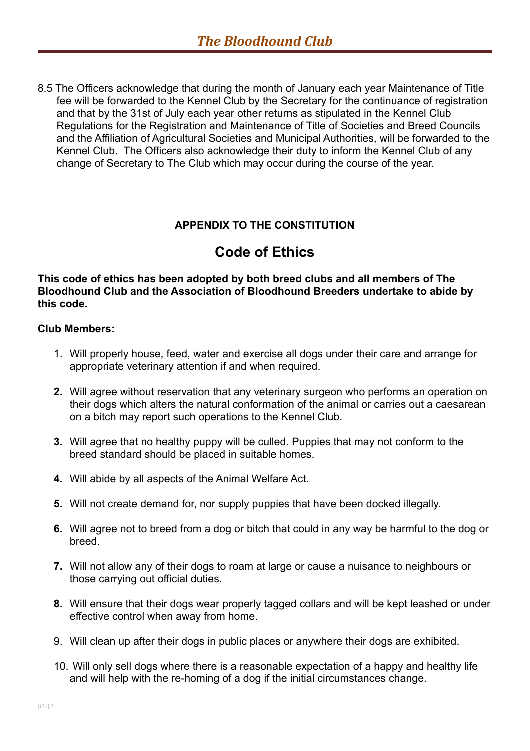8.5 The Officers acknowledge that during the month of January each year Maintenance of Title fee will be forwarded to the Kennel Club by the Secretary for the continuance of registration and that by the 31st of July each year other returns as stipulated in the Kennel Club Regulations for the Registration and Maintenance of Title of Societies and Breed Councils and the Affiliation of Agricultural Societies and Municipal Authorities, will be forwarded to the Kennel Club. The Officers also acknowledge their duty to inform the Kennel Club of any change of Secretary to The Club which may occur during the course of the year.

**APPENDIX TO THE CONSTITUTION**

## Code of Ethics

**This code of ethics has been adopted by both breed clubs and all members of The Bloodhound Club and the Association of Bloodhound Breeders undertake to abide by this code.**

**Club Members:**

1. Will properly house, feed, water and exercise all dogs under their care and arrange for appropriate veterinary attention if and when required.
2. Will agree without reservation that any veterinary surgeon who performs an operation on their dogs which alters the natural conformation of the animal or carries out a caesarean on a bitch may report such operations to the Kennel Club.
3. Will agree that no healthy puppy will be culled. Puppies that may not conform to the breed standard should be placed in suitable homes.
4. Will abide by all aspects of the Animal Welfare Act.
5. Will not create demand for, nor supply puppies that have been docked illegally.
6. Will agree not to breed from a dog or bitch that could in any way be harmful to the dog or breed.
7. Will not allow any of their dogs to roam at large or cause a nuisance to neighbours or those carrying out official duties.
8. Will ensure that their dogs wear properly tagged collars and will be kept leashed or under effective control when away from home.
9. Will clean up after their dogs in public places or anywhere their dogs are exhibited.
10. Will only sell dogs where there is a reasonable expectation of a happy and healthy life and will help with the re-homing of a dog if the initial circumstances change.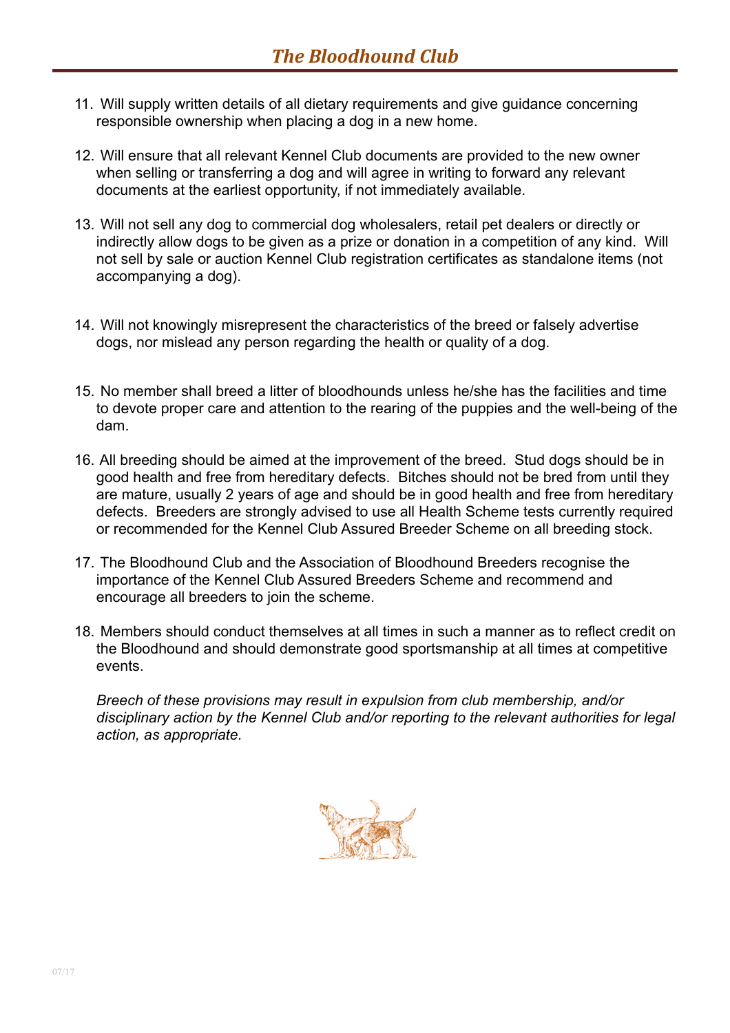11. Will supply written details of all dietary requirements and give guidance concerning responsible ownership when placing a dog in a new home.

12. Will ensure that all relevant Kennel Club documents are provided to the new owner when selling or transferring a dog and will agree in writing to forward any relevant documents at the earliest opportunity, if not immediately available.

13. Will not sell any dog to commercial dog wholesalers, retail pet dealers or directly or indirectly allow dogs to be given as a prize or donation in a competition of any kind. Will not sell by sale or auction Kennel Club registration certificates as standalone items (not accompanying a dog).

14. Will not knowingly misrepresent the characteristics of the breed or falsely advertise dogs, nor mislead any person regarding the health or quality of a dog.

15. No member shall breed a litter of bloodhounds unless he/she has the facilities and time to devote proper care and attention to the rearing of the puppies and the well-being of the dam.

16. All breeding should be aimed at the improvement of the breed. Stud dogs should be in good health and free from hereditary defects. Bitches should not be bred from until they are mature, usually 2 years of age and should be in good health and free from hereditary defects. Breeders are strongly advised to use all Health Scheme tests currently required or recommended for the Kennel Club Assured Breeder Scheme on all breeding stock.

17. The Bloodhound Club and the Association of Bloodhound Breeders recognise the importance of the Kennel Club Assured Breeders Scheme and recommend and encourage all breeders to join the scheme.

18. Members should conduct themselves at all times in such a manner as to reflect credit on the Bloodhound and should demonstrate good sportsmanship at all times at competitive events.

*Breech of these provisions may result in expulsion from club membership, and/or disciplinary action by the Kennel Club and/or reporting to the relevant authorities for legal action, as appropriate.*

07/17